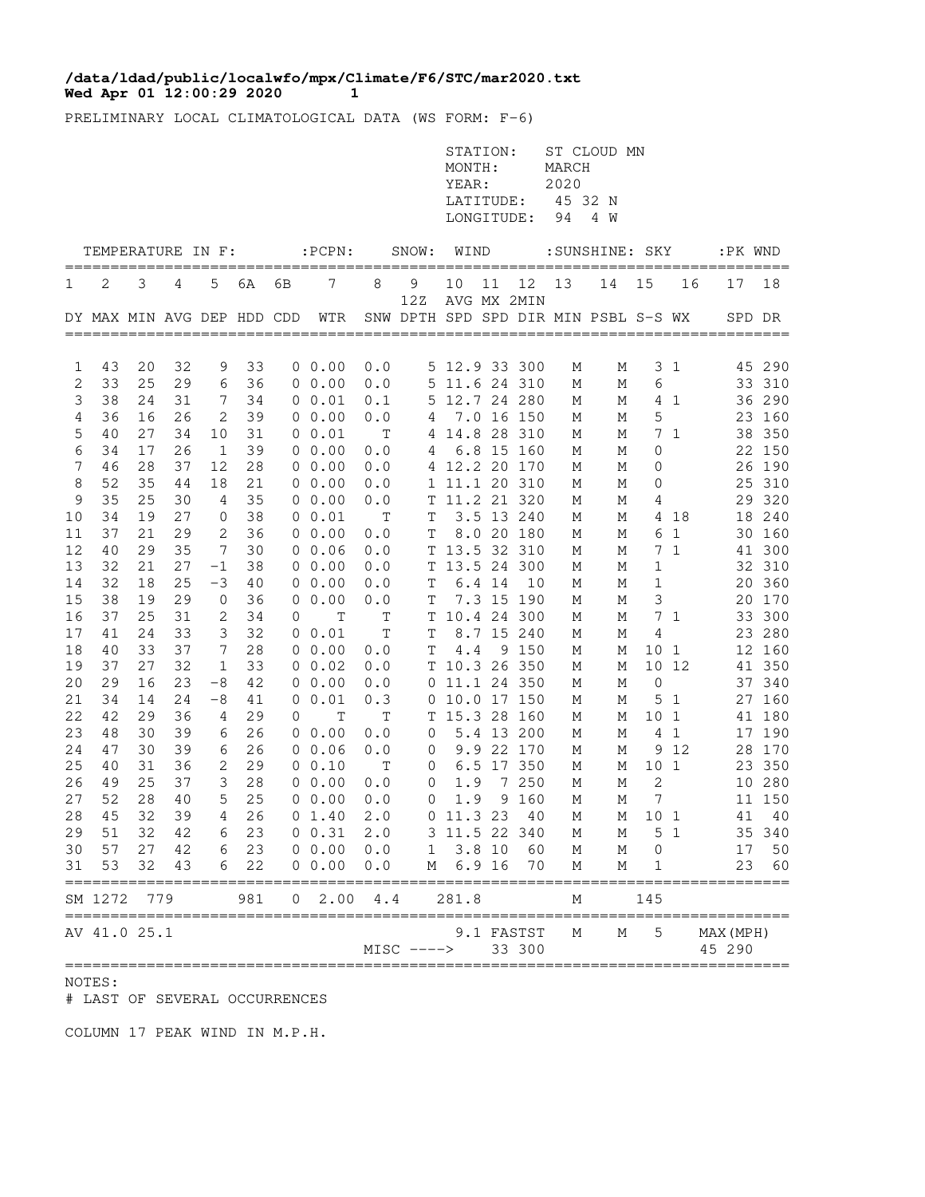**/data/ldad/public/localwfo/mpx/Climate/F6/STC/mar2020.txt**
**Wed Apr 01 12:00:29 2020 1**

PRELIMINARY LOCAL CLIMATOLOGICAL DATA (WS FORM: F-6)

STATION: ST CLOUD MN
MONTH: MARCH
YEAR: 2020
LATITUDE: 45 32 N
LONGITUDE: 94 4 W

| TEMPERATURE IN F: | | | | | | | :PCPN: | SNOW: | | WIND | | | :SUNSHINE: | | SKY | | :PK WND | |
|---|---|---|---|---|---|---|---|---|---|---|---|---|---|---|---|---|---|---|
| 1 | 2 | 3 | 4 | 5 | 6A | 6B | 7 | 8 | 9 12Z | 10 AVG | 11 MX | 12 2MIN | 13 | 14 | 15 | 16 | 17 | 18 |
| DY | MAX | MIN | AVG | DEP | HDD | CDD | WTR | SNW | DPTH | SPD | SPD | DIR | MIN | PSBL | S-S | WX | SPD | DR |
| 1 | 43 | 20 | 32 | 9 | 33 | 0 | 0.00 | 0.0 | 5 | 12.9 | 33 | 300 | M | M | 3 | 1 | 45 | 290 |
| 2 | 33 | 25 | 29 | 6 | 36 | 0 | 0.00 | 0.0 | 5 | 11.6 | 24 | 310 | M | M | 6 | | 33 | 310 |
| 3 | 38 | 24 | 31 | 7 | 34 | 0 | 0.01 | 0.1 | 5 | 12.7 | 24 | 280 | M | M | 4 | 1 | 36 | 290 |
| 4 | 36 | 16 | 26 | 2 | 39 | 0 | 0.00 | 0.0 | 4 | 7.0 | 16 | 150 | M | M | 5 | | 23 | 160 |
| 5 | 40 | 27 | 34 | 10 | 31 | 0 | 0.01 | T | 4 | 14.8 | 28 | 310 | M | M | 7 | 1 | 38 | 350 |
| 6 | 34 | 17 | 26 | 1 | 39 | 0 | 0.00 | 0.0 | 4 | 6.8 | 15 | 160 | M | M | 0 | | 22 | 150 |
| 7 | 46 | 28 | 37 | 12 | 28 | 0 | 0.00 | 0.0 | 4 | 12.2 | 20 | 170 | M | M | 0 | | 26 | 190 |
| 8 | 52 | 35 | 44 | 18 | 21 | 0 | 0.00 | 0.0 | 1 | 11.1 | 20 | 310 | M | M | 0 | | 25 | 310 |
| 9 | 35 | 25 | 30 | 4 | 35 | 0 | 0.00 | 0.0 | T | 11.2 | 21 | 320 | M | M | 4 | | 29 | 320 |
| 10 | 34 | 19 | 27 | 0 | 38 | 0 | 0.01 | T | T | 3.5 | 13 | 240 | M | M | 4 | 18 | 18 | 240 |
| 11 | 37 | 21 | 29 | 2 | 36 | 0 | 0.00 | 0.0 | T | 8.0 | 20 | 180 | M | M | 6 | 1 | 30 | 160 |
| 12 | 40 | 29 | 35 | 7 | 30 | 0 | 0.06 | 0.0 | T | 13.5 | 32 | 310 | M | M | 7 | 1 | 41 | 300 |
| 13 | 32 | 21 | 27 | -1 | 38 | 0 | 0.00 | 0.0 | T | 13.5 | 24 | 300 | M | M | 1 | | 32 | 310 |
| 14 | 32 | 18 | 25 | -3 | 40 | 0 | 0.00 | 0.0 | T | 6.4 | 14 | 10 | M | M | 1 | | 20 | 360 |
| 15 | 38 | 19 | 29 | 0 | 36 | 0 | 0.00 | 0.0 | T | 7.3 | 15 | 190 | M | M | 3 | | 20 | 170 |
| 16 | 37 | 25 | 31 | 2 | 34 | 0 | T | T | T | 10.4 | 24 | 300 | M | M | 7 | 1 | 33 | 300 |
| 17 | 41 | 24 | 33 | 3 | 32 | 0 | 0.01 | T | T | 8.7 | 15 | 240 | M | M | 4 | | 23 | 280 |
| 18 | 40 | 33 | 37 | 7 | 28 | 0 | 0.00 | 0.0 | T | 4.4 | 9 | 150 | M | M | 10 | 1 | 12 | 160 |
| 19 | 37 | 27 | 32 | 1 | 33 | 0 | 0.02 | 0.0 | T | 10.3 | 26 | 350 | M | M | 10 | 12 | 41 | 350 |
| 20 | 29 | 16 | 23 | -8 | 42 | 0 | 0.00 | 0.0 | 0 | 11.1 | 24 | 350 | M | M | 0 | | 37 | 340 |
| 21 | 34 | 14 | 24 | -8 | 41 | 0 | 0.01 | 0.3 | 0 | 10.0 | 17 | 150 | M | M | 5 | 1 | 27 | 160 |
| 22 | 42 | 29 | 36 | 4 | 29 | 0 | T | T | T | 15.3 | 28 | 160 | M | M | 10 | 1 | 41 | 180 |
| 23 | 48 | 30 | 39 | 6 | 26 | 0 | 0.00 | 0.0 | 0 | 5.4 | 13 | 200 | M | M | 4 | 1 | 17 | 190 |
| 24 | 47 | 30 | 39 | 6 | 26 | 0 | 0.06 | 0.0 | 0 | 9.9 | 22 | 170 | M | M | 9 | 12 | 28 | 170 |
| 25 | 40 | 31 | 36 | 2 | 29 | 0 | 0.10 | T | 0 | 6.5 | 17 | 350 | M | M | 10 | 1 | 23 | 350 |
| 26 | 49 | 25 | 37 | 3 | 28 | 0 | 0.00 | 0.0 | 0 | 1.9 | 7 | 250 | M | M | 2 | | 10 | 280 |
| 27 | 52 | 28 | 40 | 5 | 25 | 0 | 0.00 | 0.0 | 0 | 1.9 | 9 | 160 | M | M | 7 | | 11 | 150 |
| 28 | 45 | 32 | 39 | 4 | 26 | 0 | 1.40 | 2.0 | 0 | 11.3 | 23 | 40 | M | M | 10 | 1 | 41 | 40 |
| 29 | 51 | 32 | 42 | 6 | 23 | 0 | 0.31 | 2.0 | 3 | 11.5 | 22 | 340 | M | M | 5 | 1 | 35 | 340 |
| 30 | 57 | 27 | 42 | 6 | 23 | 0 | 0.00 | 0.0 | 1 | 3.8 | 10 | 60 | M | M | 0 | | 17 | 50 |
| 31 | 53 | 32 | 43 | 6 | 22 | 0 | 0.00 | 0.0 | M | 6.9 | 16 | 70 | M | M | 1 | | 23 | 60 |
| SM | 1272 | 779 | | | 981 | 0 | 2.00 | 4.4 | | 281.8 | | | M | | 145 | | | |
| AV | 41.0 | 25.1 | | | | | | | | 9.1 | FASTST | | M | M | 5 | | MAX(MPH) | |
| | | | | | | | | MISC ----> | | | 33 | 300 | | | | | 45 | 290 |

NOTES:
# LAST OF SEVERAL OCCURRENCES

COLUMN 17 PEAK WIND IN M.P.H.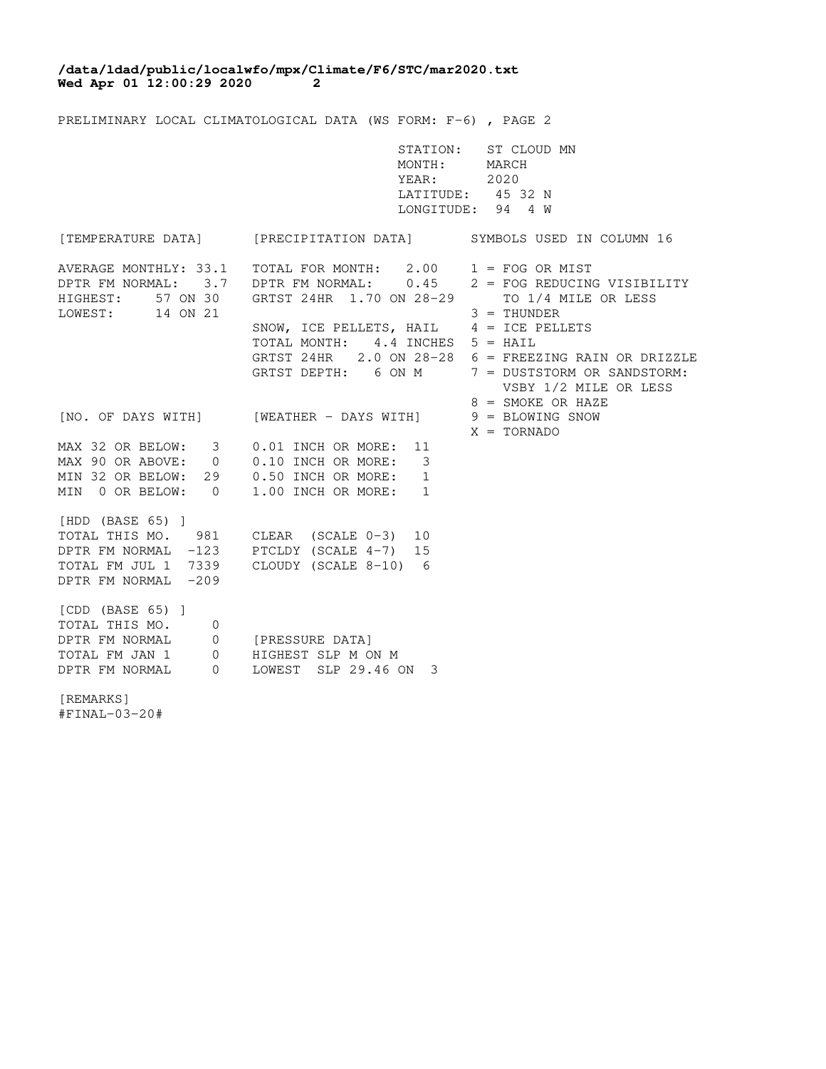**/data/ldad/public/localwfo/mpx/Climate/F6/STC/mar2020.txt**
**Wed Apr 01 12:00:29 2020 2**

PRELIMINARY LOCAL CLIMATOLOGICAL DATA (WS FORM: F-6) , PAGE 2

STATION: ST CLOUD MN
MONTH: MARCH
YEAR: 2020
LATITUDE: 45 32 N
LONGITUDE: 94 4 W

```
[TEMPERATURE DATA]      [PRECIPITATION DATA]       SYMBOLS USED IN COLUMN 16

AVERAGE MONTHLY: 33.1   TOTAL FOR MONTH:   2.00    1 = FOG OR MIST
DPTR FM NORMAL:   3.7   DPTR FM NORMAL:    0.45    2 = FOG REDUCING VISIBILITY
HIGHEST:    57 ON 30    GRTST 24HR  1.70 ON 28-29      TO 1/4 MILE OR LESS
LOWEST:     14 ON 21                               3 = THUNDER
                        SNOW, ICE PELLETS, HAIL    4 = ICE PELLETS
                        TOTAL MONTH:   4.4 INCHES  5 = HAIL
                        GRTST 24HR   2.0 ON 28-28  6 = FREEZING RAIN OR DRIZZLE
                        GRTST DEPTH:   6 ON M      7 = DUSTSTORM OR SANDSTORM:
                                                       VSBY 1/2 MILE OR LESS
                                                   8 = SMOKE OR HAZE
[NO. OF DAYS WITH]      [WEATHER - DAYS WITH]      9 = BLOWING SNOW
                                                   X = TORNADO
MAX 32 OR BELOW:   3    0.01 INCH OR MORE:  11
MAX 90 OR ABOVE:   0    0.10 INCH OR MORE:   3
MIN 32 OR BELOW:  29    0.50 INCH OR MORE:   1
MIN  0 OR BELOW:   0    1.00 INCH OR MORE:   1

[HDD (BASE 65) ]
TOTAL THIS MO.   981    CLEAR  (SCALE 0-3)  10
DPTR FM NORMAL  -123    PTCLDY (SCALE 4-7)  15
TOTAL FM JUL 1  7339    CLOUDY (SCALE 8-10)  6
DPTR FM NORMAL  -209

[CDD (BASE 65) ]
TOTAL THIS MO.     0
DPTR FM NORMAL     0    [PRESSURE DATA]
TOTAL FM JAN 1     0    HIGHEST SLP M ON M
DPTR FM NORMAL     0    LOWEST  SLP 29.46 ON  3

[REMARKS]
#FINAL-03-20#
```